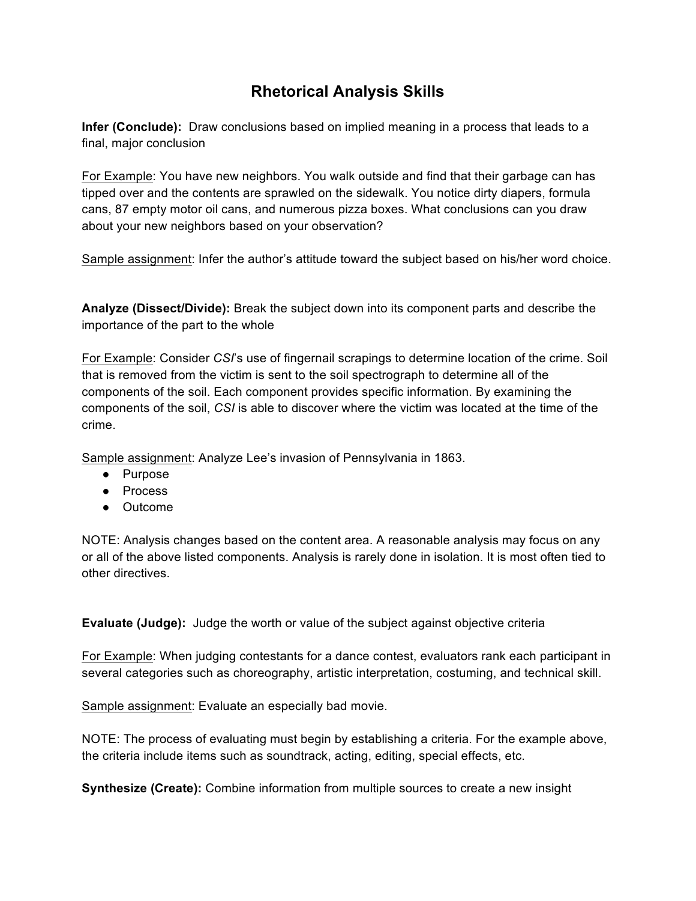# Rhetorical Analysis Skills

**Infer (Conclude):** Draw conclusions based on implied meaning in a process that leads to a final, major conclusion

<u>For Example</u>: You have new neighbors. You walk outside and find that their garbage can has tipped over and the contents are sprawled on the sidewalk. You notice dirty diapers, formula cans, 87 empty motor oil cans, and numerous pizza boxes. What conclusions can you draw about your new neighbors based on your observation?

<u>Sample assignment</u>: Infer the author's attitude toward the subject based on his/her word choice.

**Analyze (Dissect/Divide):** Break the subject down into its component parts and describe the importance of the part to the whole

<u>For Example</u>: Consider *CSI*'s use of fingernail scrapings to determine location of the crime. Soil that is removed from the victim is sent to the soil spectrograph to determine all of the components of the soil. Each component provides specific information. By examining the components of the soil, *CSI* is able to discover where the victim was located at the time of the crime.

<u>Sample assignment</u>: Analyze Lee's invasion of Pennsylvania in 1863.

- Purpose
- Process
- Outcome

NOTE: Analysis changes based on the content area. A reasonable analysis may focus on any or all of the above listed components. Analysis is rarely done in isolation. It is most often tied to other directives.

**Evaluate (Judge):** Judge the worth or value of the subject against objective criteria

<u>For Example</u>: When judging contestants for a dance contest, evaluators rank each participant in several categories such as choreography, artistic interpretation, costuming, and technical skill.

<u>Sample assignment</u>: Evaluate an especially bad movie.

NOTE: The process of evaluating must begin by establishing a criteria. For the example above, the criteria include items such as soundtrack, acting, editing, special effects, etc.

**Synthesize (Create):** Combine information from multiple sources to create a new insight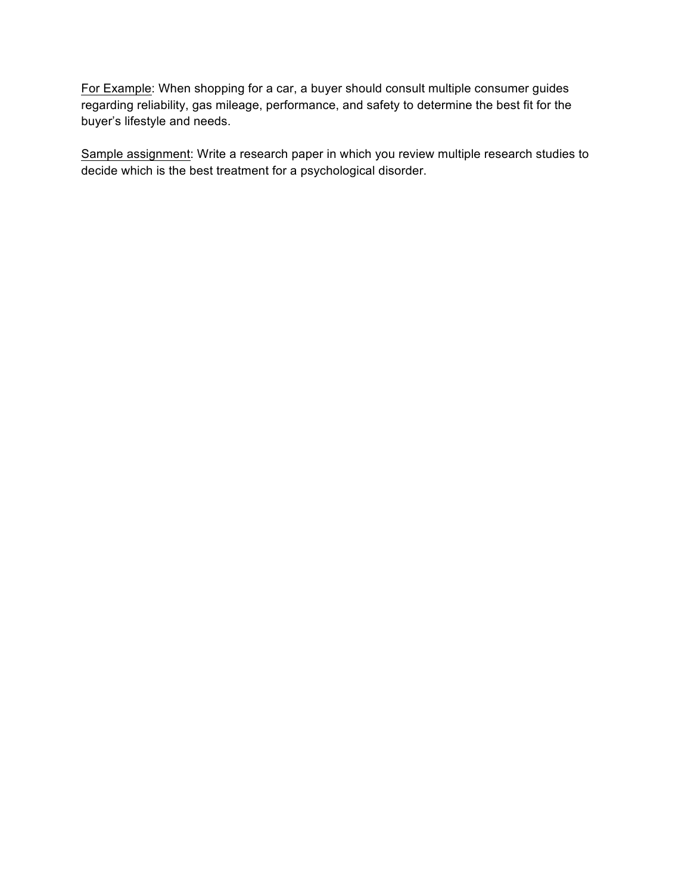<u>For Example</u>: When shopping for a car, a buyer should consult multiple consumer guides regarding reliability, gas mileage, performance, and safety to determine the best fit for the buyer's lifestyle and needs.

<u>Sample assignment</u>: Write a research paper in which you review multiple research studies to decide which is the best treatment for a psychological disorder.